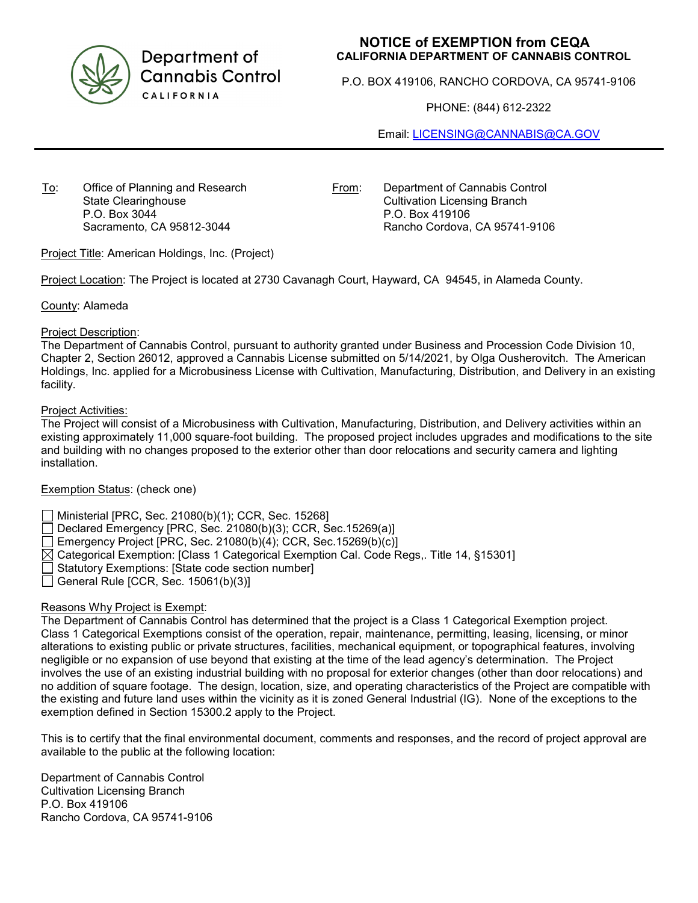Department of Cannabis Control
CALIFORNIA

# NOTICE of EXEMPTION from CEQA

**CALIFORNIA DEPARTMENT OF CANNABIS CONTROL**

P.O. BOX 419106, RANCHO CORDOVA, CA 95741-9106

PHONE: (844) 612-2322

Email: LICENSING@CANNABIS@CA.GOV

---

To: Office of Planning and Research
State Clearinghouse
P.O. Box 3044
Sacramento, CA 95812-3044

From: Department of Cannabis Control
Cultivation Licensing Branch
P.O. Box 419106
Rancho Cordova, CA 95741-9106

Project Title: American Holdings, Inc. (Project)

Project Location: The Project is located at 2730 Cavanagh Court, Hayward, CA 94545, in Alameda County.

County: Alameda

Project Description:
The Department of Cannabis Control, pursuant to authority granted under Business and Procession Code Division 10, Chapter 2, Section 26012, approved a Cannabis License submitted on 5/14/2021, by Olga Ousherovitch. The American Holdings, Inc. applied for a Microbusiness License with Cultivation, Manufacturing, Distribution, and Delivery in an existing facility.

Project Activities:
The Project will consist of a Microbusiness with Cultivation, Manufacturing, Distribution, and Delivery activities within an existing approximately 11,000 square-foot building. The proposed project includes upgrades and modifications to the site and building with no changes proposed to the exterior other than door relocations and security camera and lighting installation.

Exemption Status: (check one)

- ☐ Ministerial [PRC, Sec. 21080(b)(1); CCR, Sec. 15268]
- ☐ Declared Emergency [PRC, Sec. 21080(b)(3); CCR, Sec.15269(a)]
- ☐ Emergency Project [PRC, Sec. 21080(b)(4); CCR, Sec.15269(b)(c)]
- ☒ Categorical Exemption: [Class 1 Categorical Exemption Cal. Code Regs,. Title 14, §15301]
- ☐ Statutory Exemptions: [State code section number]
- ☐ General Rule [CCR, Sec. 15061(b)(3)]

Reasons Why Project is Exempt:
The Department of Cannabis Control has determined that the project is a Class 1 Categorical Exemption project. Class 1 Categorical Exemptions consist of the operation, repair, maintenance, permitting, leasing, licensing, or minor alterations to existing public or private structures, facilities, mechanical equipment, or topographical features, involving negligible or no expansion of use beyond that existing at the time of the lead agency's determination. The Project involves the use of an existing industrial building with no proposal for exterior changes (other than door relocations) and no addition of square footage. The design, location, size, and operating characteristics of the Project are compatible with the existing and future land uses within the vicinity as it is zoned General Industrial (IG). None of the exceptions to the exemption defined in Section 15300.2 apply to the Project.

This is to certify that the final environmental document, comments and responses, and the record of project approval are available to the public at the following location:

Department of Cannabis Control
Cultivation Licensing Branch
P.O. Box 419106
Rancho Cordova, CA 95741-9106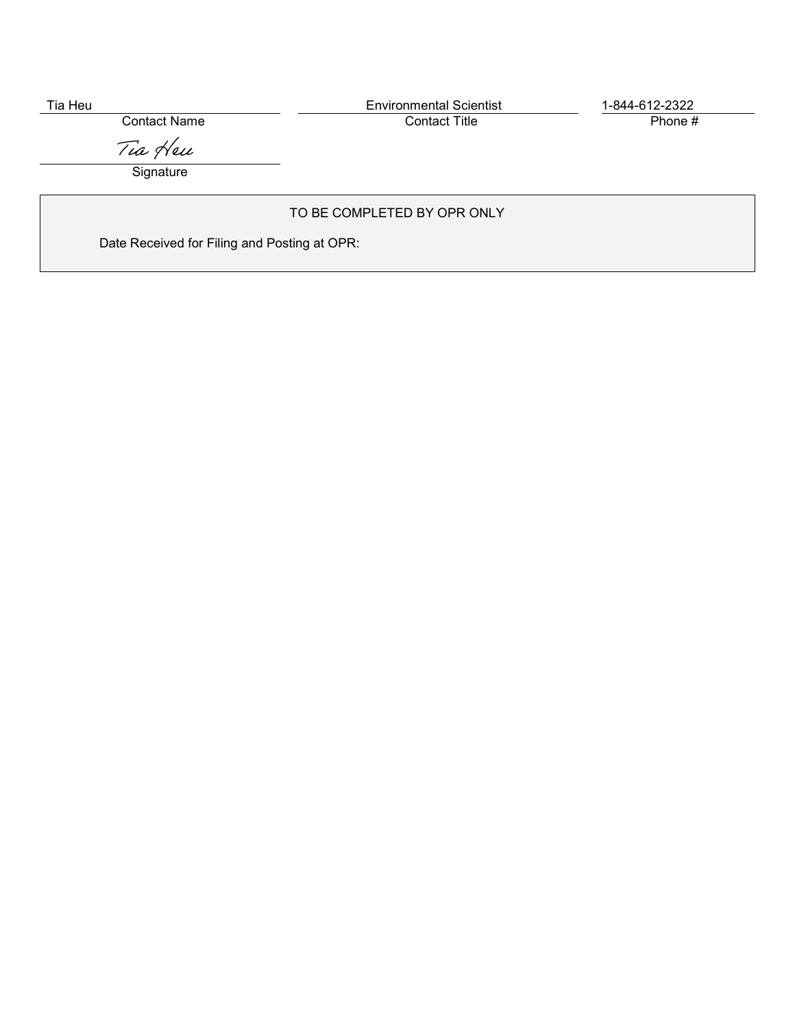| Tia Heu | Environmental Scientist | 1-844-612-2322 |
|---|---|---|
| Contact Name | Contact Title | Phone # |

Tia Heu

Signature

TO BE COMPLETED BY OPR ONLY

Date Received for Filing and Posting at OPR: